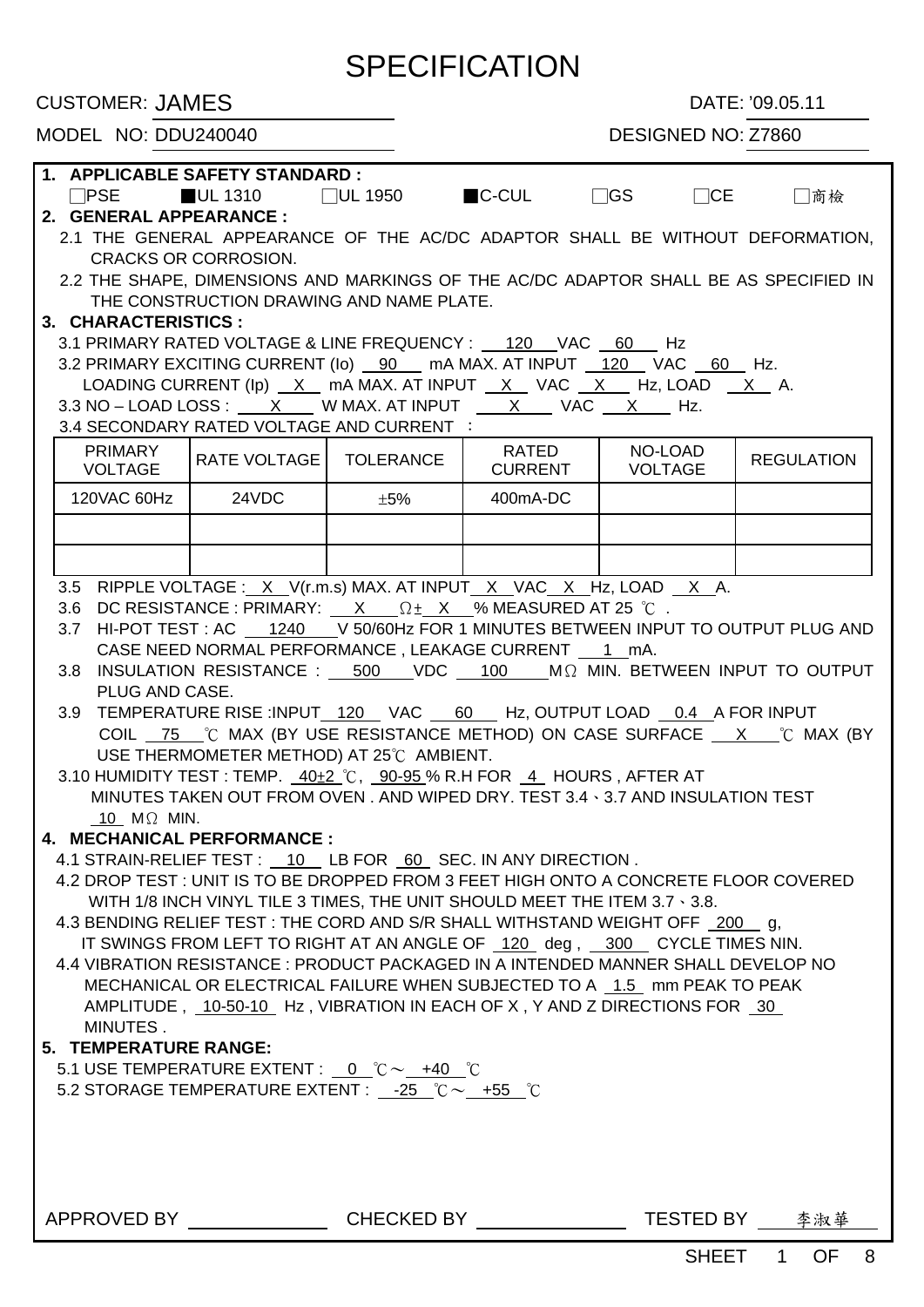# SPECIFICATION

CUSTOMER: JAMES　　　　　　　　　　DATE: '09.05.11

MODEL NO: DDU240040　　　　　　　　DESIGNED NO: Z7860

## 1. APPLICABLE SAFETY STANDARD :

□PSE　■UL 1310　□UL 1950　■C-CUL　□GS　□CE　□商檢

## 2. GENERAL APPEARANCE :

2.1 THE GENERAL APPEARANCE OF THE AC/DC ADAPTOR SHALL BE WITHOUT DEFORMATION, CRACKS OR CORROSION.

2.2 THE SHAPE, DIMENSIONS AND MARKINGS OF THE AC/DC ADAPTOR SHALL BE AS SPECIFIED IN THE CONSTRUCTION DRAWING AND NAME PLATE.

## 3. CHARACTERISTICS :

3.1 PRIMARY RATED VOLTAGE & LINE FREQUENCY : 120 VAC 60 Hz

3.2 PRIMARY EXCITING CURRENT (Io) 90 mA MAX. AT INPUT 120 VAC 60 Hz.
LOADING CURRENT (Ip) X mA MAX. AT INPUT X VAC X Hz, LOAD X A.

3.3 NO – LOAD LOSS : X W MAX. AT INPUT X VAC X Hz.

3.4 SECONDARY RATED VOLTAGE AND CURRENT ：

| PRIMARY VOLTAGE | RATE VOLTAGE | TOLERANCE | RATED CURRENT | NO-LOAD VOLTAGE | REGULATION |
|---|---|---|---|---|---|
| 120VAC 60Hz | 24VDC | ±5% | 400mA-DC | | |
| | | | | | |
| | | | | | |

3.5 RIPPLE VOLTAGE : X V(r.m.s) MAX. AT INPUT X VAC X Hz, LOAD X A.

3.6 DC RESISTANCE : PRIMARY: X Ω± X % MEASURED AT 25 ℃ .

3.7 HI-POT TEST : AC 1240 V 50/60Hz FOR 1 MINUTES BETWEEN INPUT TO OUTPUT PLUG AND CASE NEED NORMAL PERFORMANCE , LEAKAGE CURRENT 1 mA.

3.8 INSULATION RESISTANCE : 500 VDC 100 MΩ MIN. BETWEEN INPUT TO OUTPUT PLUG AND CASE.

3.9 TEMPERATURE RISE :INPUT 120 VAC 60 Hz, OUTPUT LOAD 0.4 A FOR INPUT COIL 75 ℃ MAX (BY USE RESISTANCE METHOD) ON CASE SURFACE X ℃ MAX (BY USE THERMOMETER METHOD) AT 25℃ AMBIENT.

3.10 HUMIDITY TEST : TEMP. 40±2 ℃, 90-95 % R.H FOR 4 HOURS , AFTER AT MINUTES TAKEN OUT FROM OVEN . AND WIPED DRY. TEST 3.4、3.7 AND INSULATION TEST 10 MΩ MIN.

## 4. MECHANICAL PERFORMANCE :

4.1 STRAIN-RELIEF TEST : 10 LB FOR 60 SEC. IN ANY DIRECTION .

4.2 DROP TEST : UNIT IS TO BE DROPPED FROM 3 FEET HIGH ONTO A CONCRETE FLOOR COVERED WITH 1/8 INCH VINYL TILE 3 TIMES, THE UNIT SHOULD MEET THE ITEM 3.7、3.8.

4.3 BENDING RELIEF TEST : THE CORD AND S/R SHALL WITHSTAND WEIGHT OFF 200 g, IT SWINGS FROM LEFT TO RIGHT AT AN ANGLE OF 120 deg , 300 CYCLE TIMES NIN.

4.4 VIBRATION RESISTANCE : PRODUCT PACKAGED IN A INTENDED MANNER SHALL DEVELOP NO MECHANICAL OR ELECTRICAL FAILURE WHEN SUBJECTED TO A 1.5 mm PEAK TO PEAK AMPLITUDE , 10-50-10 Hz , VIBRATION IN EACH OF X , Y AND Z DIRECTIONS FOR 30 MINUTES .

## 5. TEMPERATURE RANGE:

5.1 USE TEMPERATURE EXTENT : 0 ℃～ +40 ℃

5.2 STORAGE TEMPERATURE EXTENT : -25 ℃～ +55 ℃

APPROVED BY ＿＿＿＿　CHECKED BY ＿＿＿＿　TESTED BY 李淑華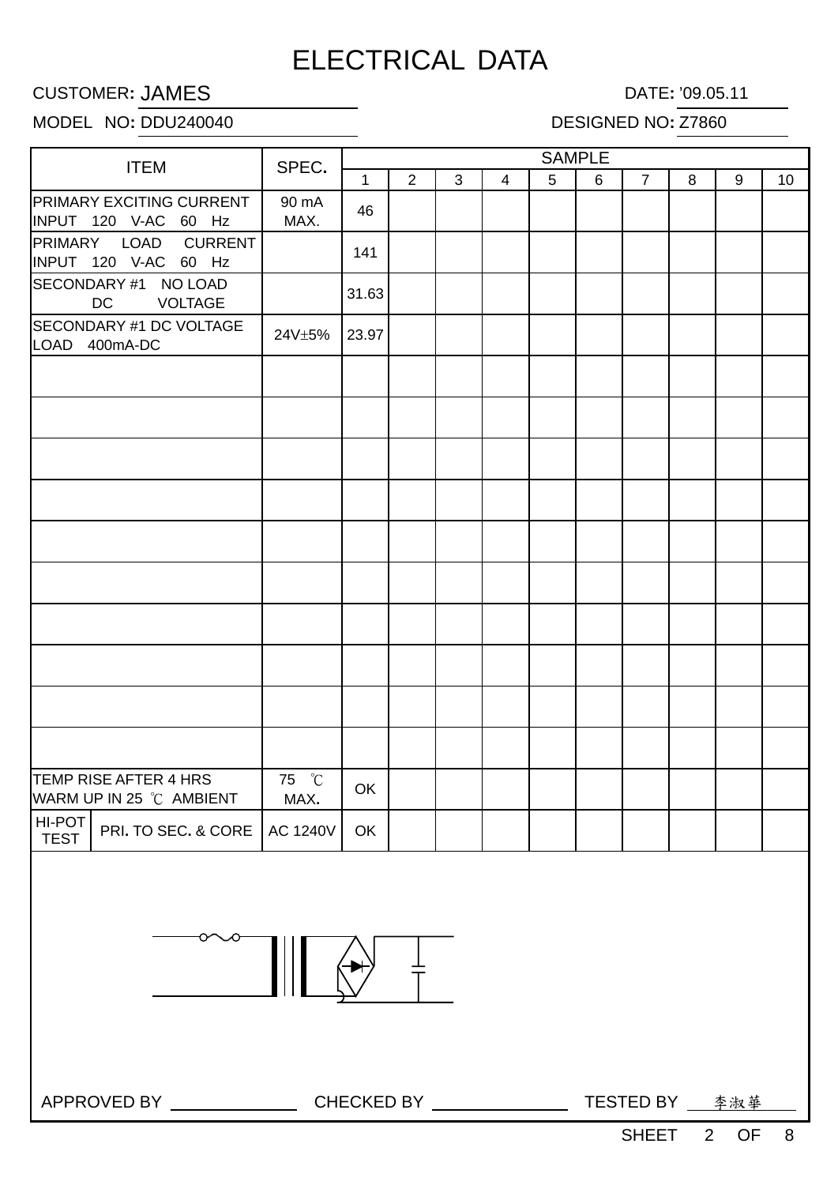# ELECTRICAL DATA

CUSTOMER: JAMES　　　　　　　　　　　　　　　　　　DATE: '09.05.11

MODEL NO: DDU240040　　　　　　　　　　　　　　　DESIGNED NO: Z7860

| ITEM | | SPEC. | SAMPLE | | | | | | | | | |
|---|---|---|---|---|---|---|---|---|---|---|---|---|
| | | | 1 | 2 | 3 | 4 | 5 | 6 | 7 | 8 | 9 | 10 |
| PRIMARY EXCITING CURRENT INPUT 120 V-AC 60 Hz | | 90 mA MAX. | 46 | | | | | | | | | |
| PRIMARY LOAD CURRENT INPUT 120 V-AC 60 Hz | | | 141 | | | | | | | | | |
| SECONDARY #1 NO LOAD DC VOLTAGE | | | 31.63 | | | | | | | | | |
| SECONDARY #1 DC VOLTAGE LOAD 400mA-DC | | 24V±5% | 23.97 | | | | | | | | | |
| | | | | | | | | | | | | |
| | | | | | | | | | | | | |
| | | | | | | | | | | | | |
| | | | | | | | | | | | | |
| | | | | | | | | | | | | |
| | | | | | | | | | | | | |
| | | | | | | | | | | | | |
| | | | | | | | | | | | | |
| | | | | | | | | | | | | |
| | | | | | | | | | | | | |
| TEMP RISE AFTER 4 HRS WARM UP IN 25 ℃ AMBIENT | | 75 ℃ MAX. | OK | | | | | | | | | |
| HI-POT TEST | PRI. TO SEC. & CORE | AC 1240V | OK | | | | | | | | | |

APPROVED BY ____________ CHECKED BY ____________ TESTED BY 李淑華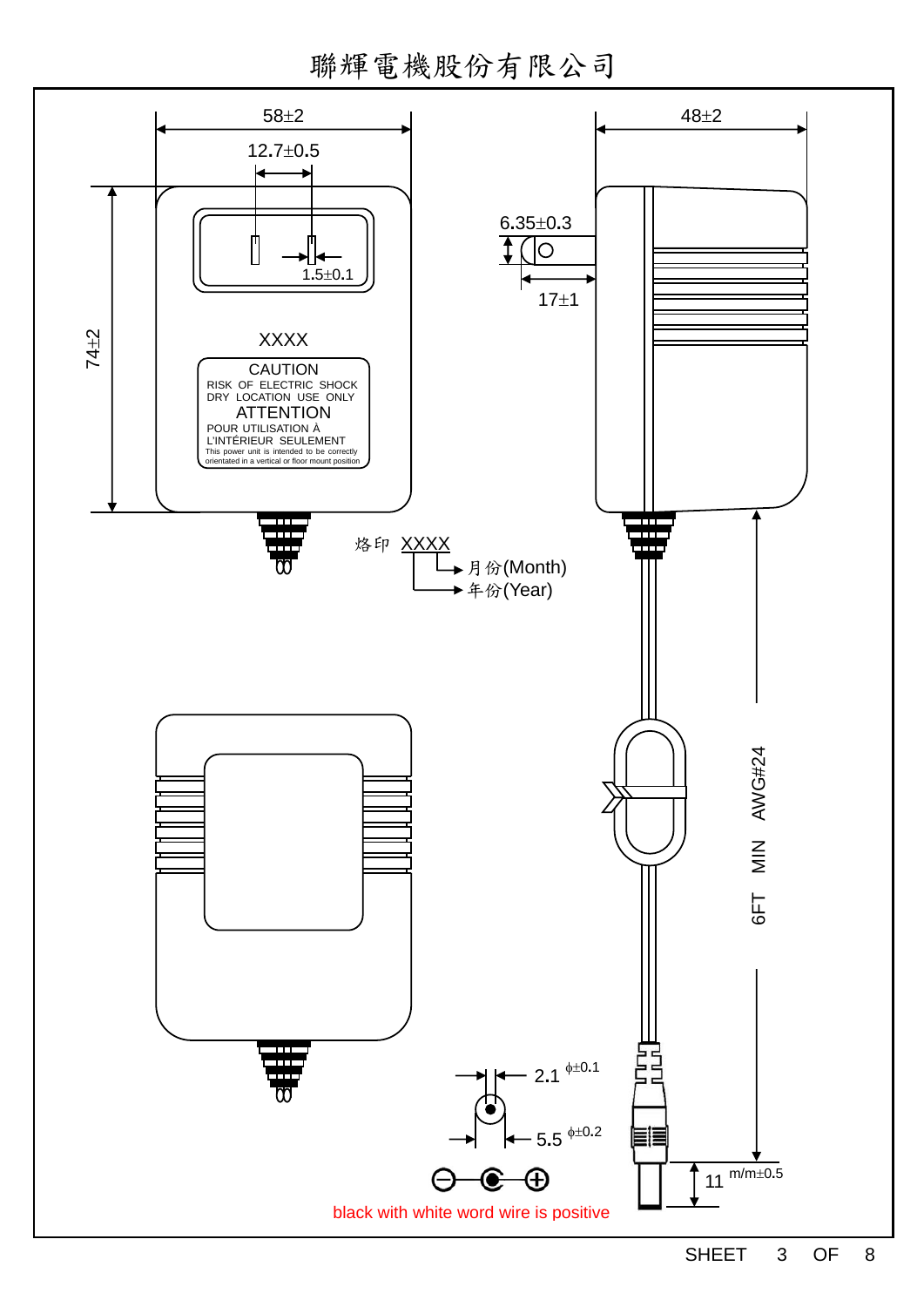# 聯輝電機股份有限公司

58±2

12.7±0.5

1.5±0.1

74±2

XXXX

CAUTION
RISK OF ELECTRIC SHOCK
DRY LOCATION USE ONLY
ATTENTION
POUR UTILISATION À
L'INTÉRIEUR SEULEMENT
This power unit is intended to be correctly orientated in a vertical or floor mount position

48±2

6.35±0.3

17±1

烙印 XXXX
- 月份(Month)
- 年份(Year)

6FT MIN AWG#24

2.1 $\phi\pm0.1$

5.5 $\phi\pm0.2$

11 m/m±0.5

black with white word wire is positive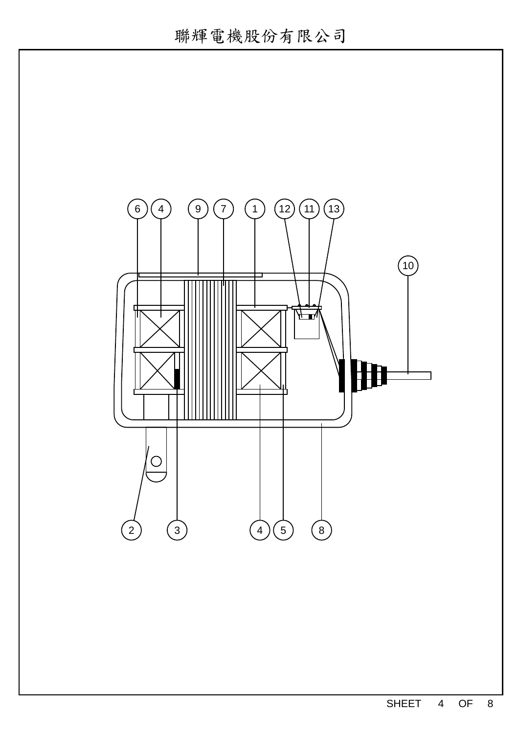# 聯輝電機股份有限公司

6 4 9 7 1 12 11 13

10

2 3 4 5 8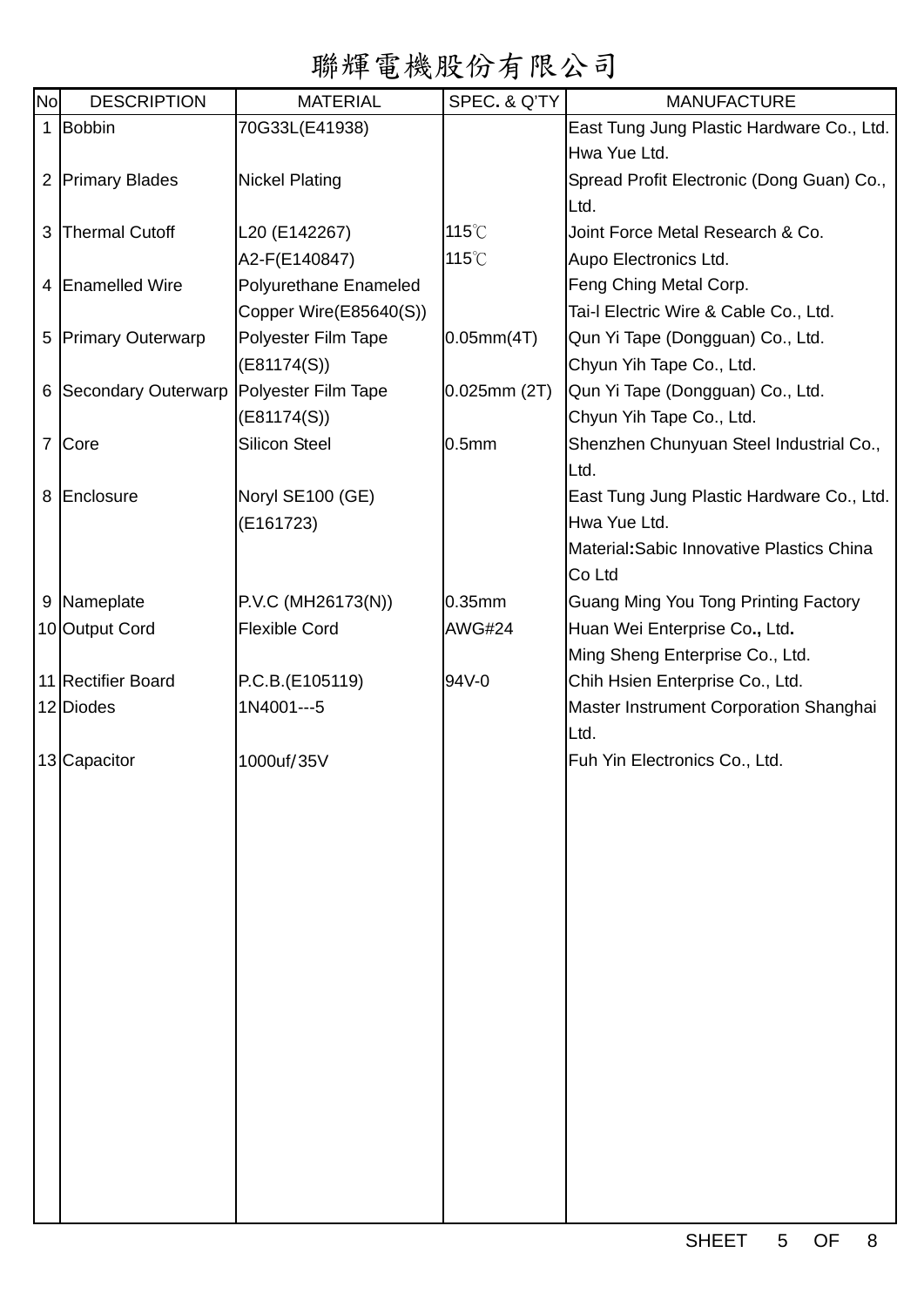# 聯輝電機股份有限公司

| No | DESCRIPTION | MATERIAL | SPEC. & Q'TY | MANUFACTURE |
|---|---|---|---|---|
| 1 | Bobbin | 70G33L(E41938) | | East Tung Jung Plastic Hardware Co., Ltd. Hwa Yue Ltd. |
| 2 | Primary Blades | Nickel Plating | | Spread Profit Electronic (Dong Guan) Co., Ltd. |
| 3 | Thermal Cutoff | L20 (E142267) | 115℃ | Joint Force Metal Research & Co. |
| | | A2-F(E140847) | 115℃ | Aupo Electronics Ltd. |
| 4 | Enamelled Wire | Polyurethane Enameled Copper Wire(E85640(S)) | | Feng Ching Metal Corp. Tai-l Electric Wire & Cable Co., Ltd. |
| 5 | Primary Outerwarp | Polyester Film Tape (E81174(S)) | 0.05mm(4T) | Qun Yi Tape (Dongguan) Co., Ltd. Chyun Yih Tape Co., Ltd. |
| 6 | Secondary Outerwarp | Polyester Film Tape (E81174(S)) | 0.025mm (2T) | Qun Yi Tape (Dongguan) Co., Ltd. Chyun Yih Tape Co., Ltd. |
| 7 | Core | Silicon Steel | 0.5mm | Shenzhen Chunyuan Steel Industrial Co., Ltd. |
| 8 | Enclosure | Noryl SE100 (GE) (E161723) | | East Tung Jung Plastic Hardware Co., Ltd. Hwa Yue Ltd. Material:Sabic Innovative Plastics China Co Ltd |
| 9 | Nameplate | P.V.C (MH26173(N)) | 0.35mm | Guang Ming You Tong Printing Factory |
| 10 | Output Cord | Flexible Cord | AWG#24 | Huan Wei Enterprise Co., Ltd. Ming Sheng Enterprise Co., Ltd. |
| 11 | Rectifier Board | P.C.B.(E105119) | 94V-0 | Chih Hsien Enterprise Co., Ltd. |
| 12 | Diodes | 1N4001---5 | | Master Instrument Corporation Shanghai Ltd. |
| 13 | Capacitor | 1000uf/35V | | Fuh Yin Electronics Co., Ltd. |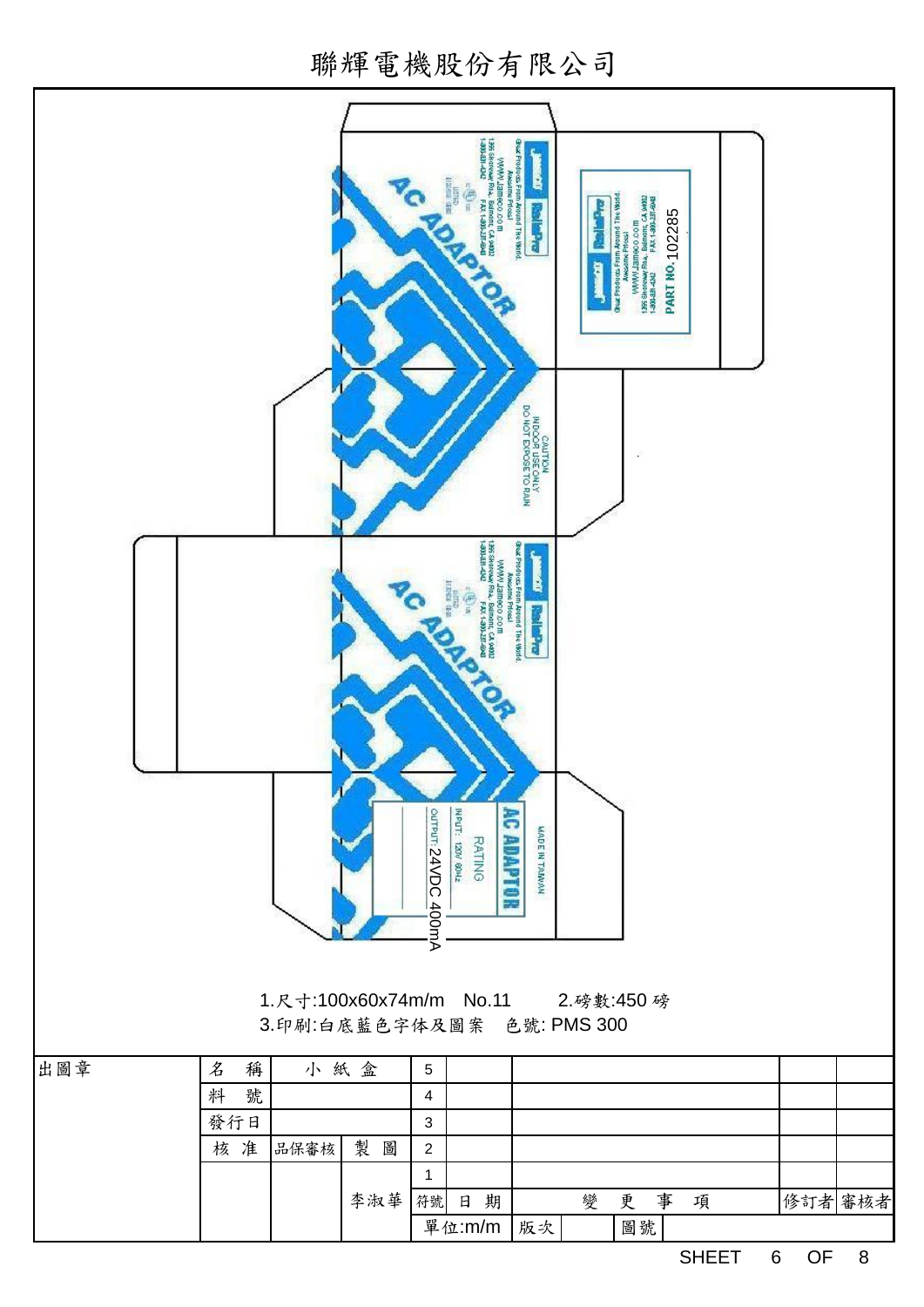# 聯輝電機股份有限公司

AC ADAPTOR

Great Products From Around The World.
Awesome Prices!
WWW.JAMECO.COM
1355 Shoreway Rd., Belmont, CA 94002
1-800-831-4242 FAX 1-800-237-6948

PART NO.102285

CAUTION
INDOOR USE ONLY
DO NOT EXPOSE TO RAIN

AC ADAPTOR

MADE IN TAIWAN

AC ADAPTOR
RATING
INPUT: 120V 60Hz
OUTPUT: 24VDC 400mA

1.尺寸:100x60x74m/m No.11 2.磅數:450 磅
3.印刷:白底藍色字体及圖案 色號: PMS 300

| 出圖章 | 名 稱 | 小 紙 盒 | | 5 | | | | |
|---|---|---|---|---|---|---|---|---|
| | 料 號 | | | 4 | | | | |
| | 發行日 | | | 3 | | | | |
| | 核 准 | 品保審核 | 製 圖 | 2 | | | | |
| | | | | 1 | | | | |
| | | | 李淑華 | 符號 | 日 期 | 變 更 事 項 | 修訂者 | 審核者 |
| | | | | 單位:m/m | 版次 | | 圖號 | |

SHEET 6 OF 8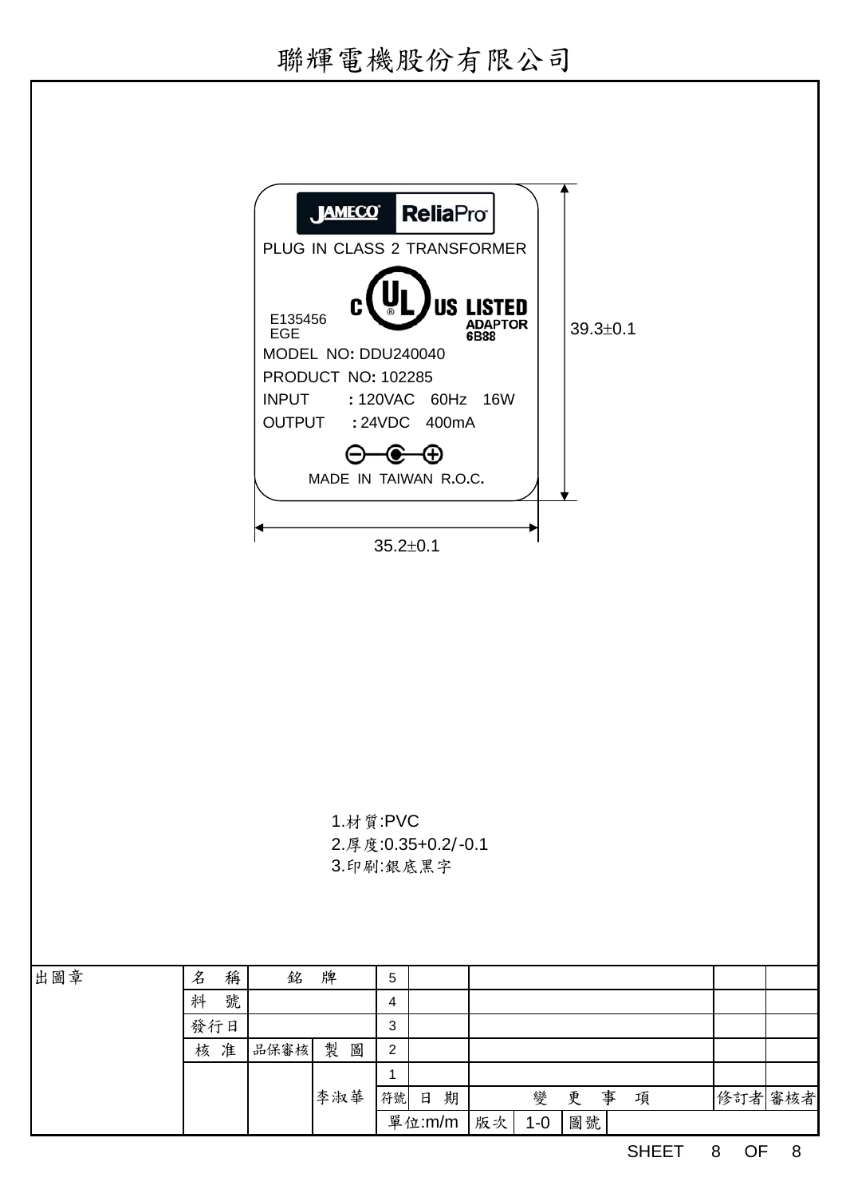# 聯輝電機股份有限公司

JAMECO ReliaPro

PLUG IN CLASS 2 TRANSFORMER

C UL US LISTED
ADAPTOR
6B88

E135456
EGE

MODEL NO: DDU240040

PRODUCT NO: 102285

INPUT : 120VAC 60Hz 16W

OUTPUT : 24VDC 400mA

MADE IN TAIWAN R.O.C.

39.3±0.1

35.2±0.1

1.材質:PVC
2.厚度:0.35+0.2/-0.1
3.印刷:銀底黑字

| | | | | | | | | |
|---|---|---|---|---|---|---|---|---|
| 出圖章 | 名　稱 | 銘　牌 | | 5 | | | | |
| | 料　號 | | | 4 | | | | |
| | 發行日 | | | 3 | | | | |
| | 核　准 | 品保審核 | 製　圖 | 2 | | | | |
| | | | | 1 | | | | |
| | | | 李淑華 | 符號 | 日　期 | 變　更　事　項 | 修訂者 | 審核者 |
| | | | | 單位:m/m | | 版次 1-0 圖號 | | |